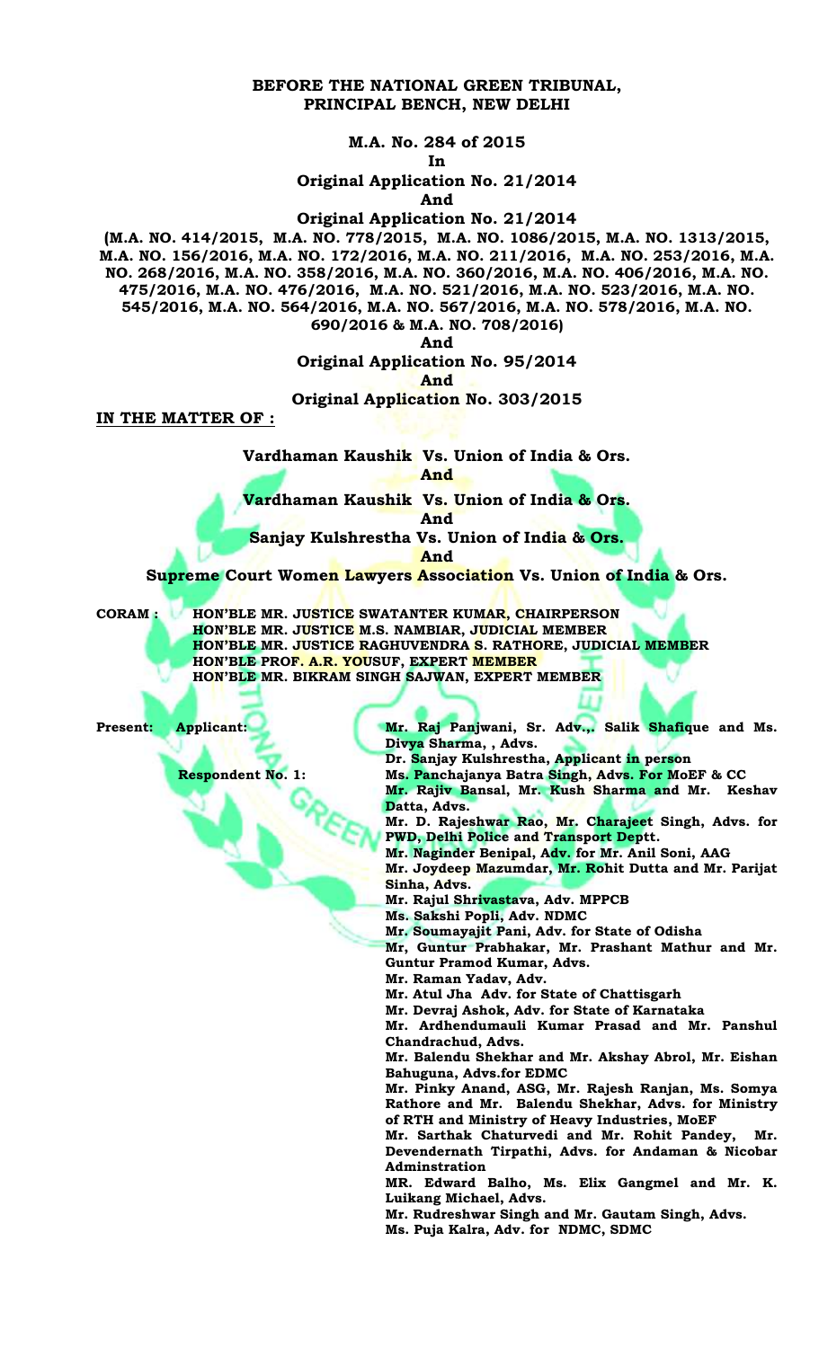**BEFORE THE NATIONAL GREEN TRIBUNAL,**
**PRINCIPAL BENCH, NEW DELHI**

**M.A. No. 284 of 2015**
**In**
**Original Application No. 21/2014**
**And**
**Original Application No. 21/2014**
**(M.A. NO. 414/2015, M.A. NO. 778/2015, M.A. NO. 1086/2015, M.A. NO. 1313/2015, M.A. NO. 156/2016, M.A. NO. 172/2016, M.A. NO. 211/2016, M.A. NO. 253/2016, M.A. NO. 268/2016, M.A. NO. 358/2016, M.A. NO. 360/2016, M.A. NO. 406/2016, M.A. NO. 475/2016, M.A. NO. 476/2016, M.A. NO. 521/2016, M.A. NO. 523/2016, M.A. NO. 545/2016, M.A. NO. 564/2016, M.A. NO. 567/2016, M.A. NO. 578/2016, M.A. NO. 690/2016 & M.A. NO. 708/2016)**
**And**
**Original Application No. 95/2014**
**And**
**Original Application No. 303/2015**

**IN THE MATTER OF :**

**Vardhaman Kaushik Vs. Union of India & Ors.**
**And**
**Vardhaman Kaushik Vs. Union of India & Ors.**
**And**
**Sanjay Kulshrestha Vs. Union of India & Ors.**
**And**
**Supreme Court Women Lawyers Association Vs. Union of India & Ors.**

**CORAM :**
**HON'BLE MR. JUSTICE SWATANTER KUMAR, CHAIRPERSON**
**HON'BLE MR. JUSTICE M.S. NAMBIAR, JUDICIAL MEMBER**
**HON'BLE MR. JUSTICE RAGHUVENDRA S. RATHORE, JUDICIAL MEMBER**
**HON'BLE PROF. A.R. YOUSUF, EXPERT MEMBER**
**HON'BLE MR. BIKRAM SINGH SAJWAN, EXPERT MEMBER**

**Present: Applicant:** **Mr. Raj Panjwani, Sr. Adv.,. Salik Shafique and Ms. Divya Sharma, , Advs.**
**Dr. Sanjay Kulshrestha, Applicant in person**

**Respondent No. 1:** **Ms. Panchajanya Batra Singh, Advs. For MoEF & CC**
**Mr. Rajiv Bansal, Mr. Kush Sharma and Mr. Keshav Datta, Advs.**
**Mr. D. Rajeshwar Rao, Mr. Charajeet Singh, Advs. for PWD, Delhi Police and Transport Deptt.**
**Mr. Naginder Benipal, Adv. for Mr. Anil Soni, AAG**
**Mr. Joydeep Mazumdar, Mr. Rohit Dutta and Mr. Parijat Sinha, Advs.**
**Mr. Rajul Shrivastava, Adv. MPPCB**
**Ms. Sakshi Popli, Adv. NDMC**
**Mr. Soumayajit Pani, Adv. for State of Odisha**
**Mr, Guntur Prabhakar, Mr. Prashant Mathur and Mr. Guntur Pramod Kumar, Advs.**
**Mr. Raman Yadav, Adv.**
**Mr. Atul Jha Adv. for State of Chattisgarh**
**Mr. Devraj Ashok, Adv. for State of Karnataka**
**Mr. Ardhendumauli Kumar Prasad and Mr. Panshul Chandrachud, Advs.**
**Mr. Balendu Shekhar and Mr. Akshay Abrol, Mr. Eishan Bahuguna, Advs.for EDMC**
**Mr. Pinky Anand, ASG, Mr. Rajesh Ranjan, Ms. Somya Rathore and Mr. Balendu Shekhar, Advs. for Ministry of RTH and Ministry of Heavy Industries, MoEF**
**Mr. Sarthak Chaturvedi and Mr. Rohit Pandey, Mr. Devendernath Tirpathi, Advs. for Andaman & Nicobar Adminstration**
**MR. Edward Balho, Ms. Elix Gangmel and Mr. K. Luikang Michael, Advs.**
**Mr. Rudreshwar Singh and Mr. Gautam Singh, Advs.**
**Ms. Puja Kalra, Adv. for NDMC, SDMC**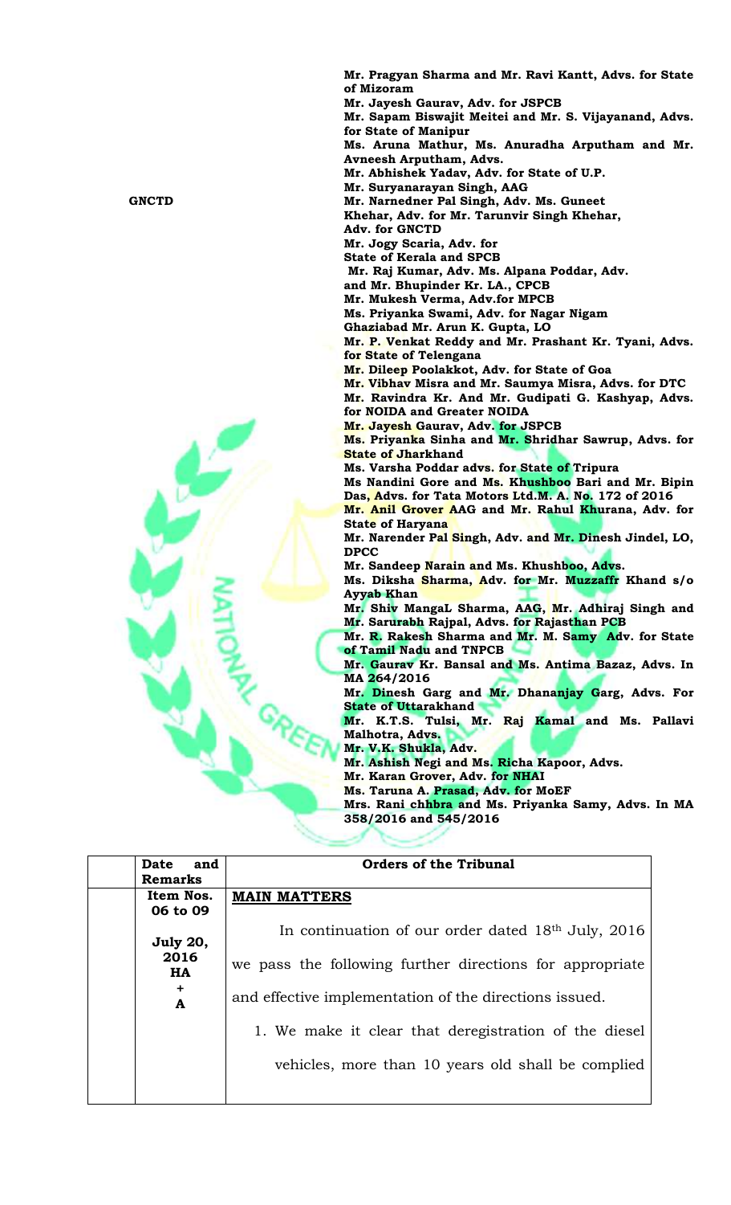Mr. Pragyan Sharma and Mr. Ravi Kantt, Advs. for State of Mizoram
Mr. Jayesh Gaurav, Adv. for JSPCB
Mr. Sapam Biswajit Meitei and Mr. S. Vijayanand, Advs. for State of Manipur
Ms. Aruna Mathur, Ms. Anuradha Arputham and Mr. Avneesh Arputham, Advs.
Mr. Abhishek Yadav, Adv. for State of U.P.
Mr. Suryanarayan Singh, AAG

GNCTD

Mr. Narnedner Pal Singh, Adv. Ms. Guneet Khehar, Adv. for Mr. Tarunvir Singh Khehar, Adv. for GNCTD
Mr. Jogy Scaria, Adv. for State of Kerala and SPCB
Mr. Raj Kumar, Adv. Ms. Alpana Poddar, Adv. and Mr. Bhupinder Kr. LA., CPCB
Mr. Mukesh Verma, Adv.for MPCB
Ms. Priyanka Swami, Adv. for Nagar Nigam Ghaziabad Mr. Arun K. Gupta, LO
Mr. P. Venkat Reddy and Mr. Prashant Kr. Tyani, Advs. for State of Telengana
Mr. Dileep Poolakkot, Adv. for State of Goa
Mr. Vibhav Misra and Mr. Saumya Misra, Advs. for DTC
Mr. Ravindra Kr. And Mr. Gudipati G. Kashyap, Advs. for NOIDA and Greater NOIDA
Mr. Jayesh Gaurav, Adv. for JSPCB
Ms. Priyanka Sinha and Mr. Shridhar Sawrup, Advs. for State of Jharkhand
Ms. Varsha Poddar advs. for State of Tripura
Ms Nandini Gore and Ms. Khushboo Bari and Mr. Bipin Das, Advs. for Tata Motors Ltd.M. A. No. 172 of 2016
Mr. Anil Grover AAG and Mr. Rahul Khurana, Adv. for State of Haryana
Mr. Narender Pal Singh, Adv. and Mr. Dinesh Jindel, LO, DPCC
Mr. Sandeep Narain and Ms. Khushboo, Advs.
Ms. Diksha Sharma, Adv. for Mr. Muzzaffr Khand s/o Ayyab Khan
Mr. Shiv MangaL Sharma, AAG, Mr. Adhiraj Singh and Mr. Sarurabh Rajpal, Advs. for Rajasthan PCB
Mr. R. Rakesh Sharma and Mr. M. Samy Adv. for State of Tamil Nadu and TNPCB
Mr. Gaurav Kr. Bansal and Ms. Antima Bazaz, Advs. In MA 264/2016
Mr. Dinesh Garg and Mr. Dhananjay Garg, Advs. For State of Uttarakhand
Mr. K.T.S. Tulsi, Mr. Raj Kamal and Ms. Pallavi Malhotra, Advs.
Mr. V.K. Shukla, Adv.
Mr. Ashish Negi and Ms. Richa Kapoor, Advs.
Mr. Karan Grover, Adv. for NHAI
Ms. Taruna A. Prasad, Adv. for MoEF
Mrs. Rani chhbra and Ms. Priyanka Samy, Advs. In MA 358/2016 and 545/2016

| | Date and Remarks | Orders of the Tribunal |
|---|---|---|
| | Item Nos. 06 to 09<br><br>July 20, 2016<br>HA<br>+<br>A | **MAIN MATTERS**<br><br>In continuation of our order dated 18th July, 2016 we pass the following further directions for appropriate and effective implementation of the directions issued.<br><br>1. We make it clear that deregistration of the diesel vehicles, more than 10 years old shall be complied |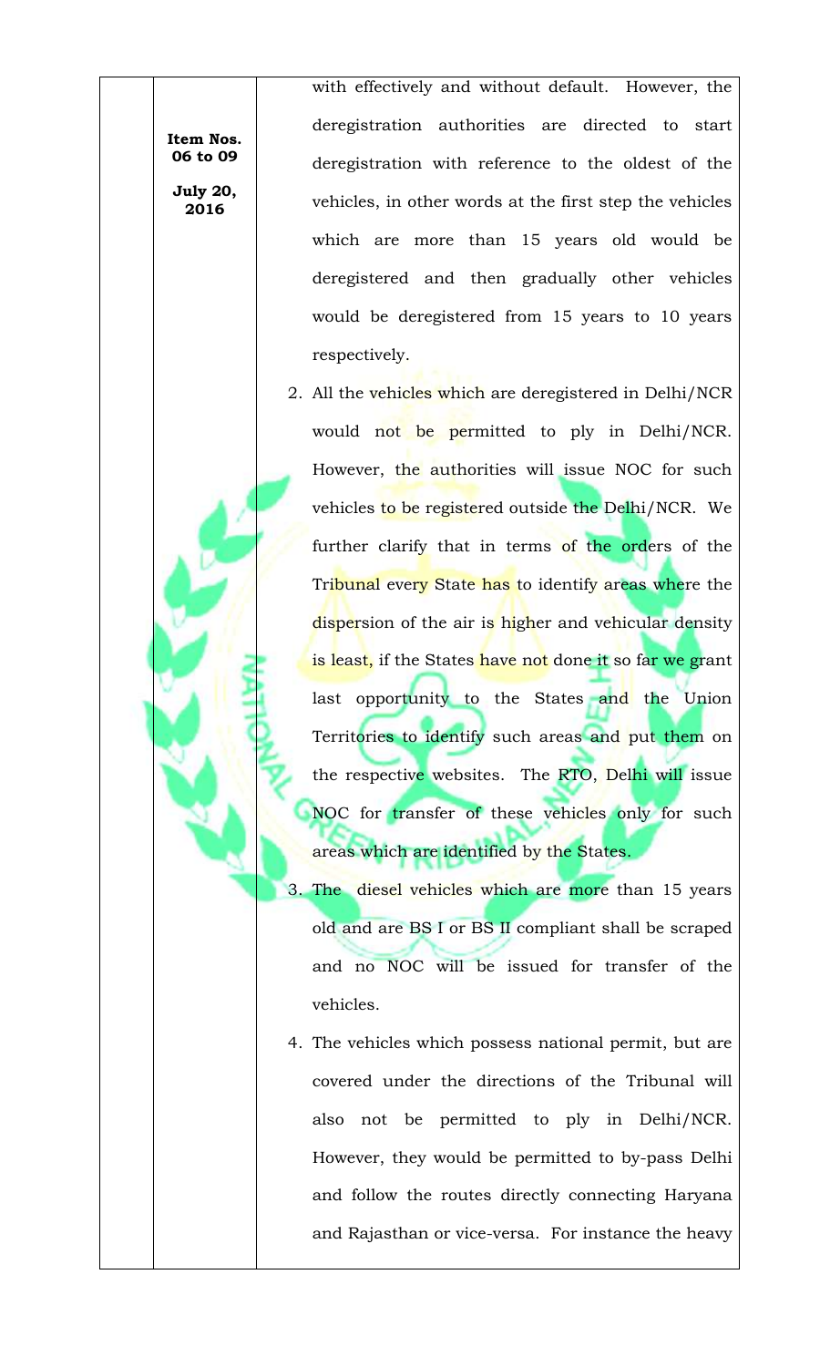with effectively and without default. However, the deregistration authorities are directed to start deregistration with reference to the oldest of the vehicles, in other words at the first step the vehicles which are more than 15 years old would be deregistered and then gradually other vehicles would be deregistered from 15 years to 10 years respectively.

2. All the vehicles which are deregistered in Delhi/NCR would not be permitted to ply in Delhi/NCR. However, the authorities will issue NOC for such vehicles to be registered outside the Delhi/NCR. We further clarify that in terms of the orders of the Tribunal every State has to identify areas where the dispersion of the air is higher and vehicular density is least, if the States have not done it so far we grant last opportunity to the States and the Union Territories to identify such areas and put them on the respective websites. The RTO, Delhi will issue NOC for transfer of these vehicles only for such areas which are identified by the States.

3. The diesel vehicles which are more than 15 years old and are BS I or BS II compliant shall be scraped and no NOC will be issued for transfer of the vehicles.

4. The vehicles which possess national permit, but are covered under the directions of the Tribunal will also not be permitted to ply in Delhi/NCR. However, they would be permitted to by-pass Delhi and follow the routes directly connecting Haryana and Rajasthan or vice-versa. For instance the heavy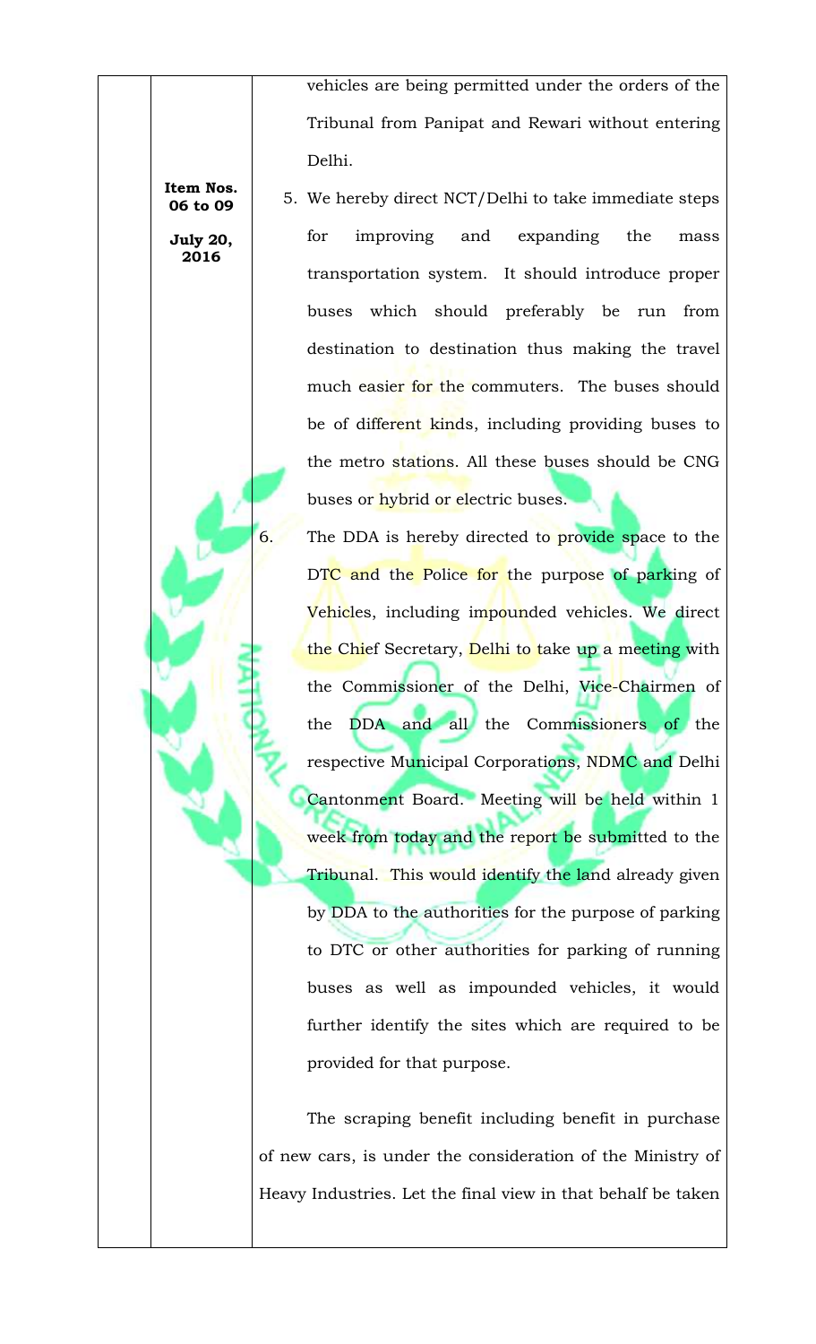vehicles are being permitted under the orders of the Tribunal from Panipat and Rewari without entering Delhi.

**Item Nos. 06 to 09**

**July 20, 2016**

5. We hereby direct NCT/Delhi to take immediate steps for improving and expanding the mass transportation system. It should introduce proper buses which should preferably be run from destination to destination thus making the travel much easier for the commuters. The buses should be of different kinds, including providing buses to the metro stations. All these buses should be CNG buses or hybrid or electric buses.

6. The DDA is hereby directed to provide space to the DTC and the Police for the purpose of parking of Vehicles, including impounded vehicles. We direct the Chief Secretary, Delhi to take up a meeting with the Commissioner of the Delhi, Vice-Chairmen of the DDA and all the Commissioners of the respective Municipal Corporations, NDMC and Delhi Cantonment Board. Meeting will be held within 1 week from today and the report be submitted to the Tribunal. This would identify the land already given by DDA to the authorities for the purpose of parking to DTC or other authorities for parking of running buses as well as impounded vehicles, it would further identify the sites which are required to be provided for that purpose.

The scraping benefit including benefit in purchase of new cars, is under the consideration of the Ministry of Heavy Industries. Let the final view in that behalf be taken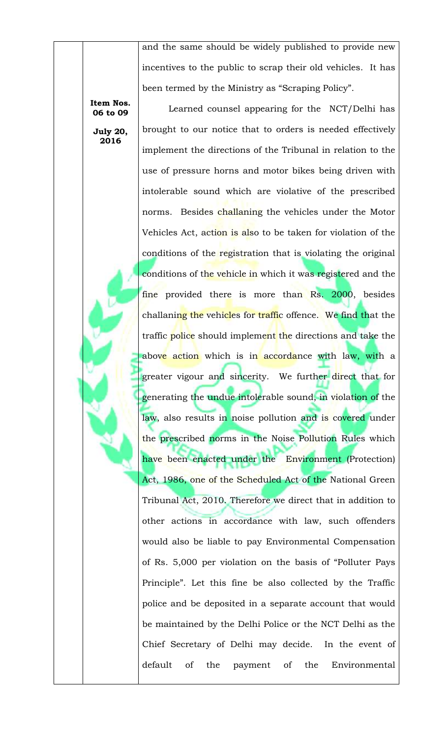and the same should be widely published to provide new incentives to the public to scrap their old vehicles. It has been termed by the Ministry as "Scraping Policy".

**Item Nos. 06 to 09**

**July 20, 2016**

Learned counsel appearing for the NCT/Delhi has brought to our notice that to orders is needed effectively implement the directions of the Tribunal in relation to the use of pressure horns and motor bikes being driven with intolerable sound which are violative of the prescribed norms. Besides challaning the vehicles under the Motor Vehicles Act, action is also to be taken for violation of the conditions of the registration that is violating the original conditions of the vehicle in which it was registered and the fine provided there is more than Rs. 2000, besides challaning the vehicles for traffic offence. We find that the traffic police should implement the directions and take the above action which is in accordance with law, with a greater vigour and sincerity. We further direct that for generating the undue intolerable sound, in violation of the law, also results in noise pollution and is covered under the prescribed norms in the Noise Pollution Rules which have been enacted under the Environment (Protection) Act, 1986, one of the Scheduled Act of the National Green Tribunal Act, 2010. Therefore we direct that in addition to other actions in accordance with law, such offenders would also be liable to pay Environmental Compensation of Rs. 5,000 per violation on the basis of "Polluter Pays Principle". Let this fine be also collected by the Traffic police and be deposited in a separate account that would be maintained by the Delhi Police or the NCT Delhi as the Chief Secretary of Delhi may decide. In the event of default of the payment of the Environmental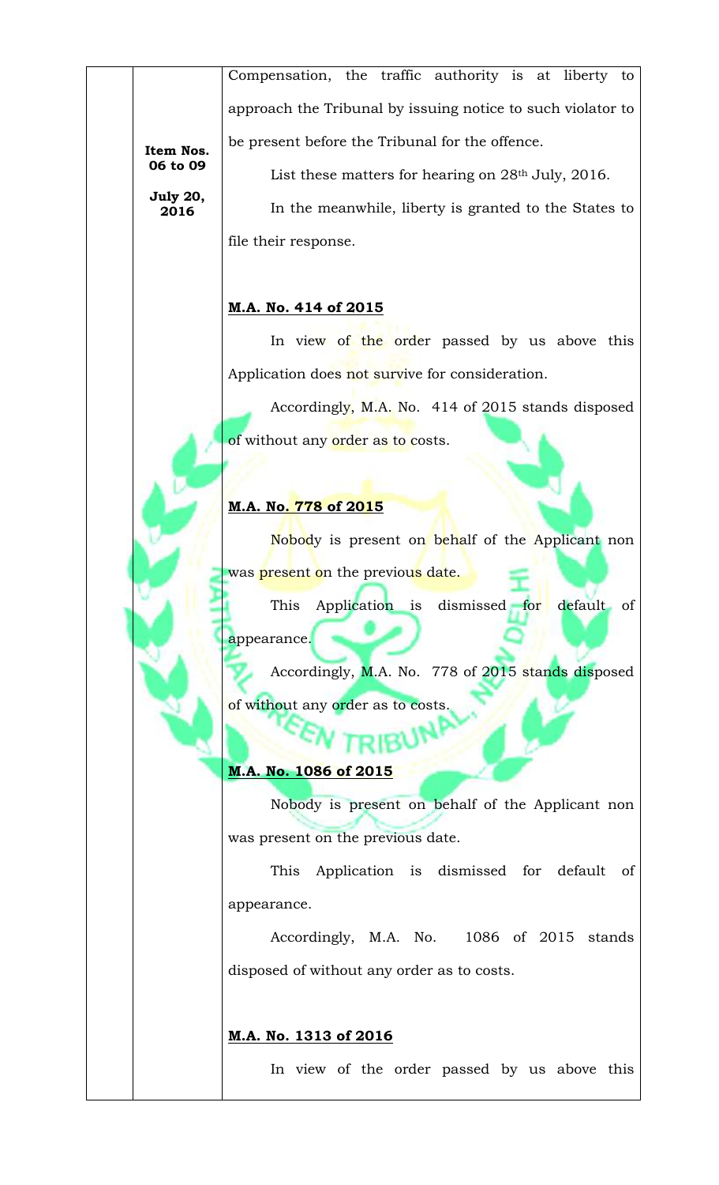**Item Nos. 06 to 09**

**July 20, 2016**

Compensation, the traffic authority is at liberty to approach the Tribunal by issuing notice to such violator to be present before the Tribunal for the offence.

List these matters for hearing on 28th July, 2016.

In the meanwhile, liberty is granted to the States to file their response.

**M.A. No. 414 of 2015**

In view of the order passed by us above this Application does not survive for consideration.

Accordingly, M.A. No. 414 of 2015 stands disposed of without any order as to costs.

**M.A. No. 778 of 2015**

Nobody is present on behalf of the Applicant non was present on the previous date.

This Application is dismissed for default of appearance.

Accordingly, M.A. No. 778 of 2015 stands disposed of without any order as to costs.

**M.A. No. 1086 of 2015**

Nobody is present on behalf of the Applicant non was present on the previous date.

This Application is dismissed for default of appearance.

Accordingly, M.A. No. 1086 of 2015 stands disposed of without any order as to costs.

**M.A. No. 1313 of 2016**

In view of the order passed by us above this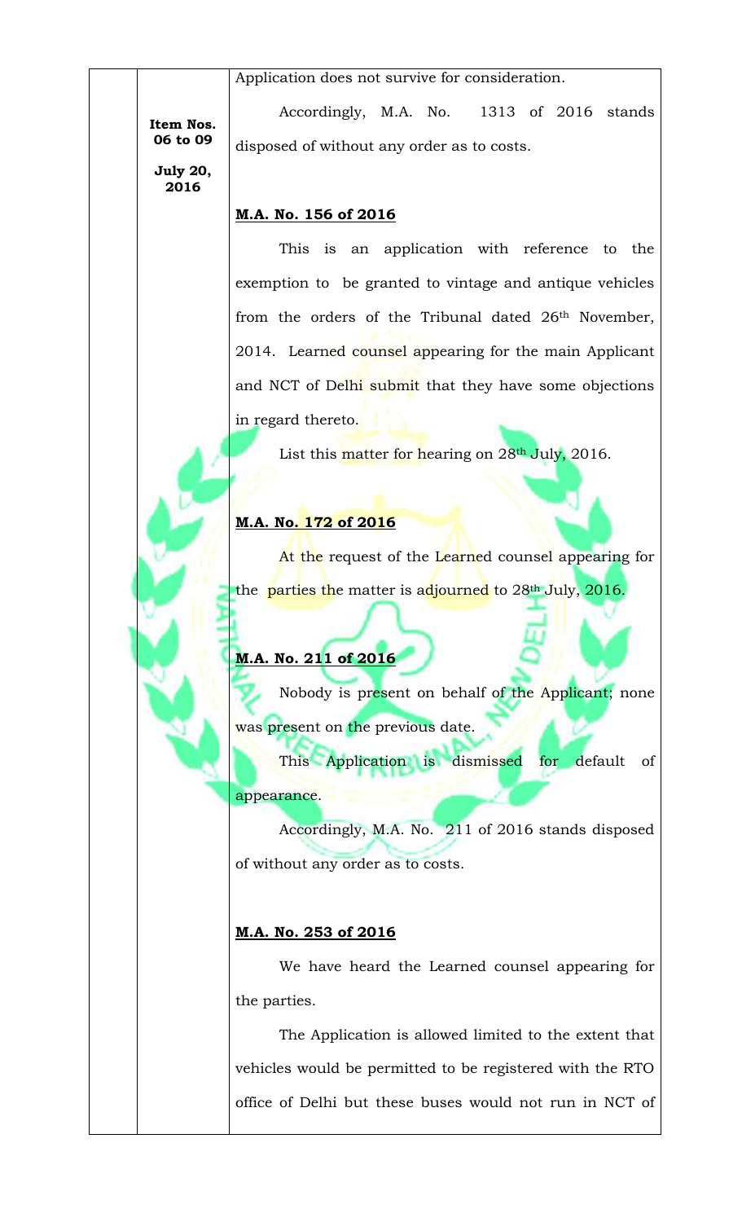Application does not survive for consideration.

**Item Nos. 06 to 09**

**July 20, 2016**

Accordingly, M.A. No. 1313 of 2016 stands disposed of without any order as to costs.

**M.A. No. 156 of 2016**

This is an application with reference to the exemption to be granted to vintage and antique vehicles from the orders of the Tribunal dated 26th November, 2014. Learned counsel appearing for the main Applicant and NCT of Delhi submit that they have some objections in regard thereto.

List this matter for hearing on 28th July, 2016.

**M.A. No. 172 of 2016**

At the request of the Learned counsel appearing for the parties the matter is adjourned to 28th July, 2016.

**M.A. No. 211 of 2016**

Nobody is present on behalf of the Applicant; none was present on the previous date.

This Application is dismissed for default of appearance.

Accordingly, M.A. No. 211 of 2016 stands disposed of without any order as to costs.

**M.A. No. 253 of 2016**

We have heard the Learned counsel appearing for the parties.

The Application is allowed limited to the extent that vehicles would be permitted to be registered with the RTO office of Delhi but these buses would not run in NCT of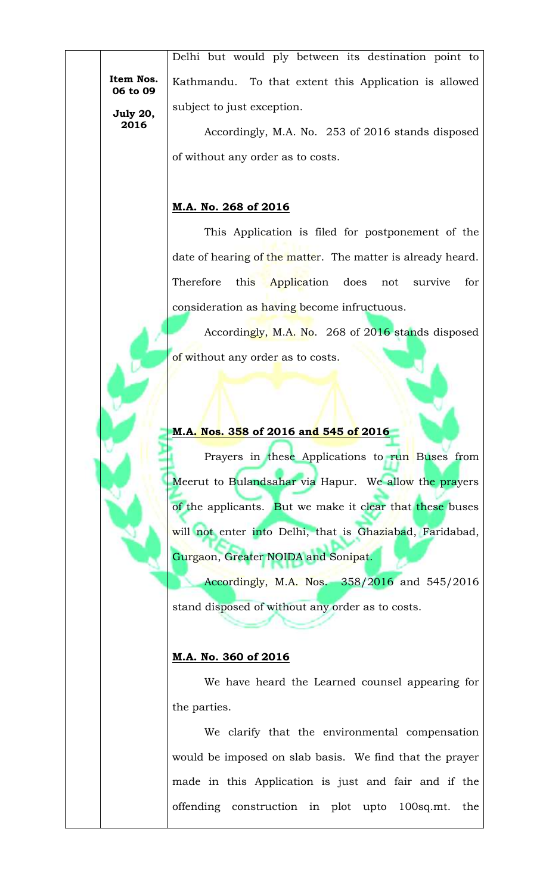Item Nos. 06 to 09

July 20, 2016

Delhi but would ply between its destination point to Kathmandu. To that extent this Application is allowed subject to just exception.

Accordingly, M.A. No. 253 of 2016 stands disposed of without any order as to costs.

**M.A. No. 268 of 2016**

This Application is filed for postponement of the date of hearing of the matter. The matter is already heard. Therefore this Application does not survive for consideration as having become infructuous.

Accordingly, M.A. No. 268 of 2016 stands disposed of without any order as to costs.

**M.A. Nos. 358 of 2016 and 545 of 2016**

Prayers in these Applications to run Buses from Meerut to Bulandsahar via Hapur. We allow the prayers of the applicants. But we make it clear that these buses will not enter into Delhi, that is Ghaziabad, Faridabad, Gurgaon, Greater NOIDA and Sonipat.

Accordingly, M.A. Nos. 358/2016 and 545/2016 stand disposed of without any order as to costs.

**M.A. No. 360 of 2016**

We have heard the Learned counsel appearing for the parties.

We clarify that the environmental compensation would be imposed on slab basis. We find that the prayer made in this Application is just and fair and if the offending construction in plot upto 100sq.mt. the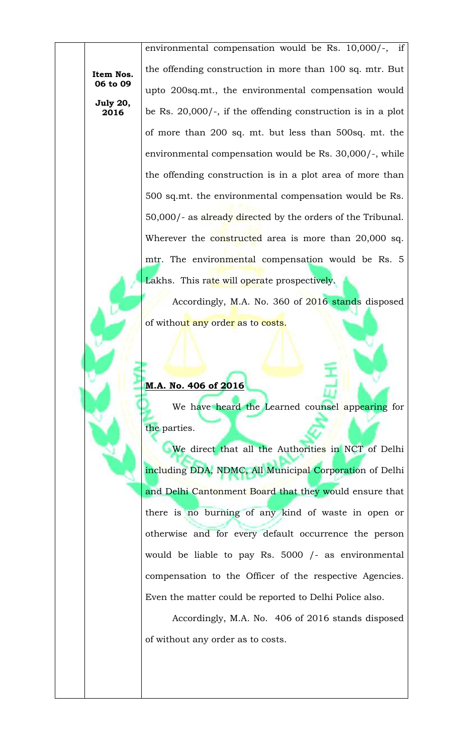environmental compensation would be Rs. 10,000/-, if the offending construction in more than 100 sq. mtr. But upto 200sq.mt., the environmental compensation would be Rs. 20,000/-, if the offending construction is in a plot of more than 200 sq. mt. but less than 500sq. mt. the environmental compensation would be Rs. 30,000/-, while the offending construction is in a plot area of more than 500 sq.mt. the environmental compensation would be Rs. 50,000/- as already directed by the orders of the Tribunal. Wherever the constructed area is more than 20,000 sq. mtr. The environmental compensation would be Rs. 5 Lakhs. This rate will operate prospectively.

Accordingly, M.A. No. 360 of 2016 stands disposed of without any order as to costs.

**M.A. No. 406 of 2016**

We have heard the Learned counsel appearing for the parties.

We direct that all the Authorities in NCT of Delhi including DDA, NDMC, All Municipal Corporation of Delhi and Delhi Cantonment Board that they would ensure that there is no burning of any kind of waste in open or otherwise and for every default occurrence the person would be liable to pay Rs. 5000 /- as environmental compensation to the Officer of the respective Agencies. Even the matter could be reported to Delhi Police also.

Accordingly, M.A. No. 406 of 2016 stands disposed of without any order as to costs.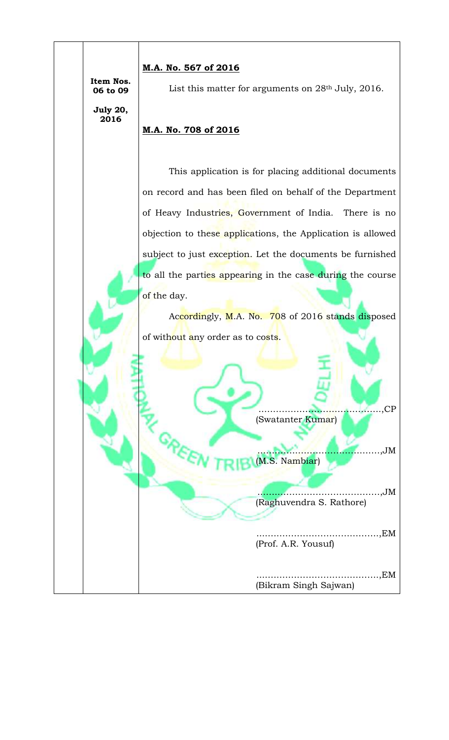| | | |
|---|---|---|
| | **Item Nos. 06 to 09**<br><br>**July 20, 2016** | **M.A. No. 567 of 2016**<br><br>List this matter for arguments on 28th July, 2016.<br><br>**M.A. No. 708 of 2016**<br><br>This application is for placing additional documents on record and has been filed on behalf of the Department of Heavy Industries, Government of India. There is no objection to these applications, the Application is allowed subject to just exception. Let the documents be furnished to all the parties appearing in the case during the course of the day.<br><br>Accordingly, M.A. No. 708 of 2016 stands disposed of without any order as to costs.<br><br>……………………………………,CP<br>(Swatanter Kumar)<br><br>……………………………………,JM<br>(M.S. Nambiar)<br><br>……………………………………,JM<br>(Raghuvendra S. Rathore)<br><br>……………………………………,EM<br>(Prof. A.R. Yousuf)<br><br>……………………………………,EM<br>(Bikram Singh Sajwan) |